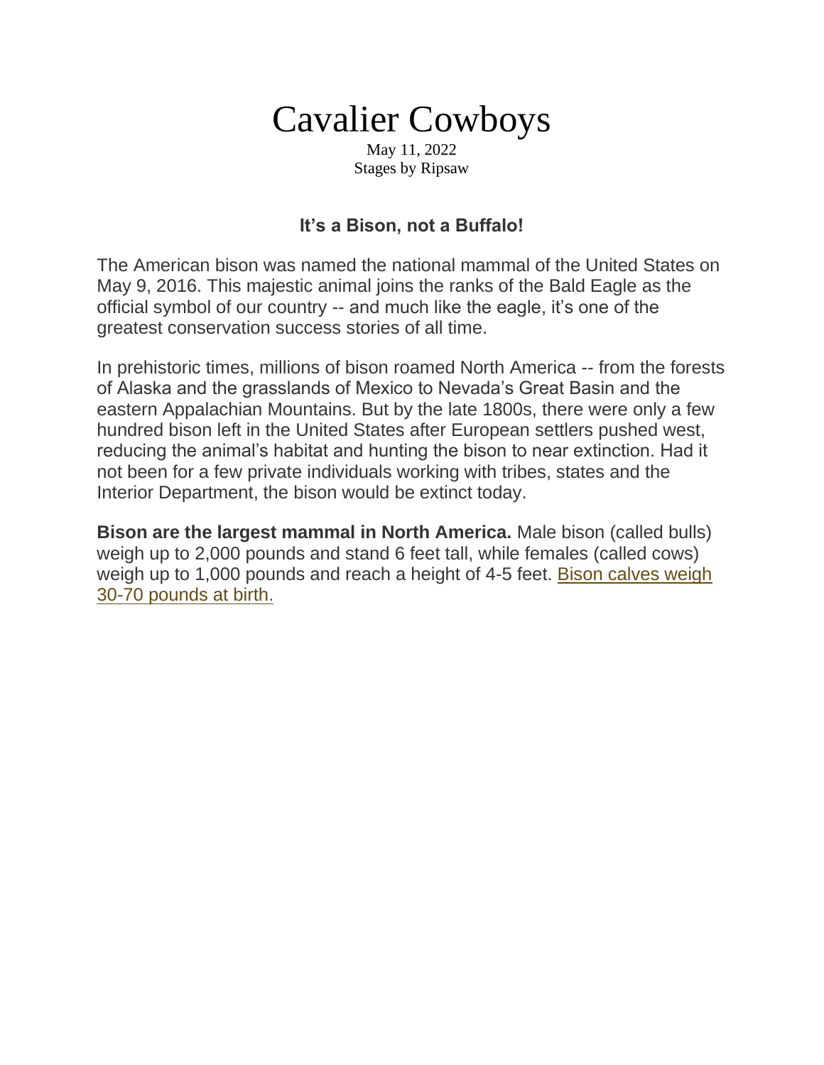# Cavalier Cowboys

May 11, 2022
Stages by Ripsaw

### It's a Bison, not a Buffalo!

The American bison was named the national mammal of the United States on May 9, 2016. This majestic animal joins the ranks of the Bald Eagle as the official symbol of our country -- and much like the eagle, it's one of the greatest conservation success stories of all time.

In prehistoric times, millions of bison roamed North America -- from the forests of Alaska and the grasslands of Mexico to Nevada's Great Basin and the eastern Appalachian Mountains. But by the late 1800s, there were only a few hundred bison left in the United States after European settlers pushed west, reducing the animal's habitat and hunting the bison to near extinction. Had it not been for a few private individuals working with tribes, states and the Interior Department, the bison would be extinct today.

**Bison are the largest mammal in North America.** Male bison (called bulls) weigh up to 2,000 pounds and stand 6 feet tall, while females (called cows) weigh up to 1,000 pounds and reach a height of 4-5 feet. Bison calves weigh 30-70 pounds at birth.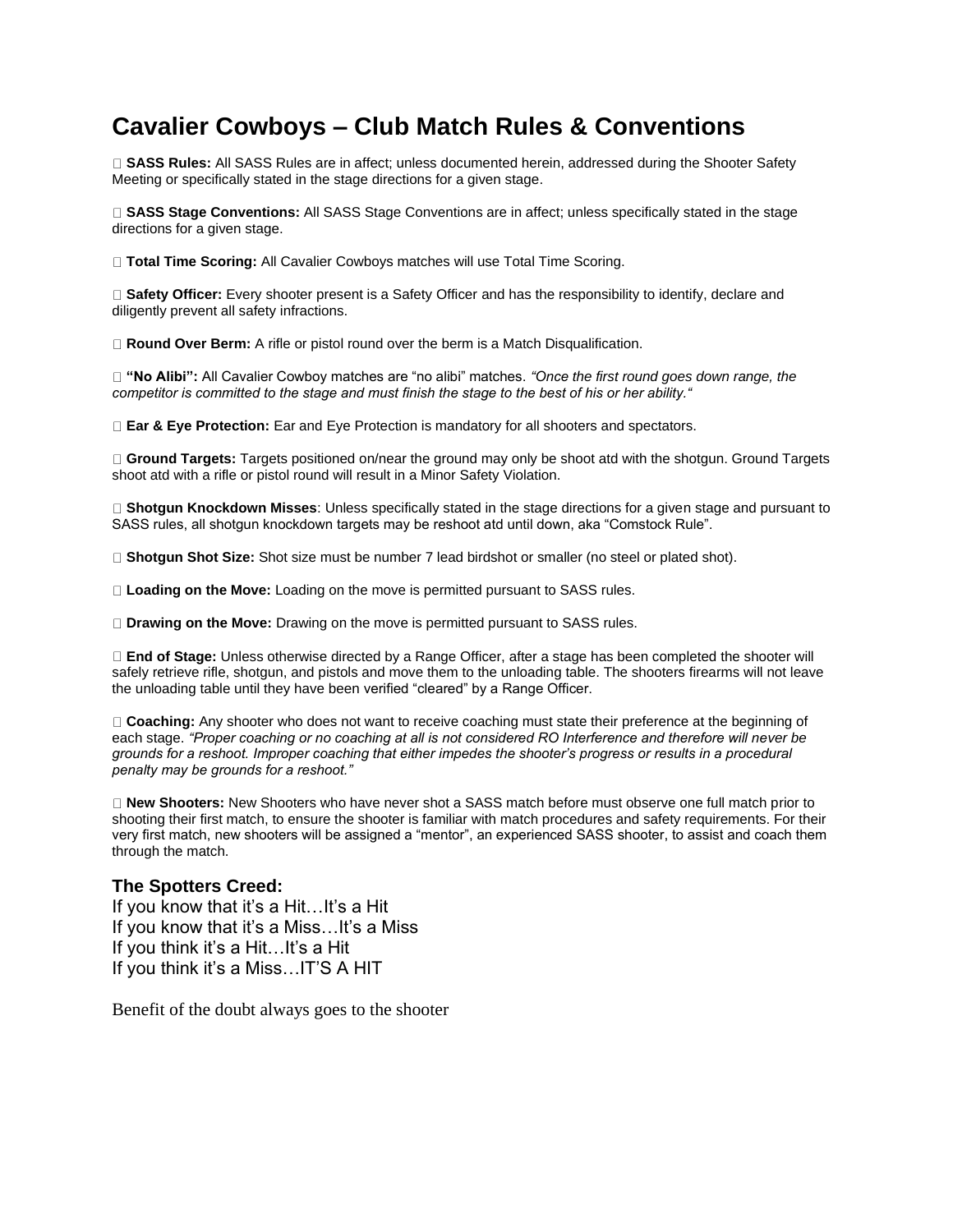# Cavalier Cowboys – Club Match Rules & Conventions

- **SASS Rules:** All SASS Rules are in affect; unless documented herein, addressed during the Shooter Safety Meeting or specifically stated in the stage directions for a given stage.

- **SASS Stage Conventions:** All SASS Stage Conventions are in affect; unless specifically stated in the stage directions for a given stage.

- **Total Time Scoring:** All Cavalier Cowboys matches will use Total Time Scoring.

- **Safety Officer:** Every shooter present is a Safety Officer and has the responsibility to identify, declare and diligently prevent all safety infractions.

- **Round Over Berm:** A rifle or pistol round over the berm is a Match Disqualification.

- **"No Alibi":** All Cavalier Cowboy matches are "no alibi" matches. *"Once the first round goes down range, the competitor is committed to the stage and must finish the stage to the best of his or her ability."*

- **Ear & Eye Protection:** Ear and Eye Protection is mandatory for all shooters and spectators.

- **Ground Targets:** Targets positioned on/near the ground may only be shoot atd with the shotgun. Ground Targets shoot atd with a rifle or pistol round will result in a Minor Safety Violation.

- **Shotgun Knockdown Misses**: Unless specifically stated in the stage directions for a given stage and pursuant to SASS rules, all shotgun knockdown targets may be reshoot atd until down, aka "Comstock Rule".

- **Shotgun Shot Size:** Shot size must be number 7 lead birdshot or smaller (no steel or plated shot).

- **Loading on the Move:** Loading on the move is permitted pursuant to SASS rules.

- **Drawing on the Move:** Drawing on the move is permitted pursuant to SASS rules.

- **End of Stage:** Unless otherwise directed by a Range Officer, after a stage has been completed the shooter will safely retrieve rifle, shotgun, and pistols and move them to the unloading table. The shooters firearms will not leave the unloading table until they have been verified "cleared" by a Range Officer.

- **Coaching:** Any shooter who does not want to receive coaching must state their preference at the beginning of each stage. *"Proper coaching or no coaching at all is not considered RO Interference and therefore will never be grounds for a reshoot. Improper coaching that either impedes the shooter's progress or results in a procedural penalty may be grounds for a reshoot."*

- **New Shooters:** New Shooters who have never shot a SASS match before must observe one full match prior to shooting their first match, to ensure the shooter is familiar with match procedures and safety requirements. For their very first match, new shooters will be assigned a "mentor", an experienced SASS shooter, to assist and coach them through the match.

### The Spotters Creed:

If you know that it's a Hit…It's a Hit
If you know that it's a Miss…It's a Miss
If you think it's a Hit…It's a Hit
If you think it's a Miss…IT'S A HIT

Benefit of the doubt always goes to the shooter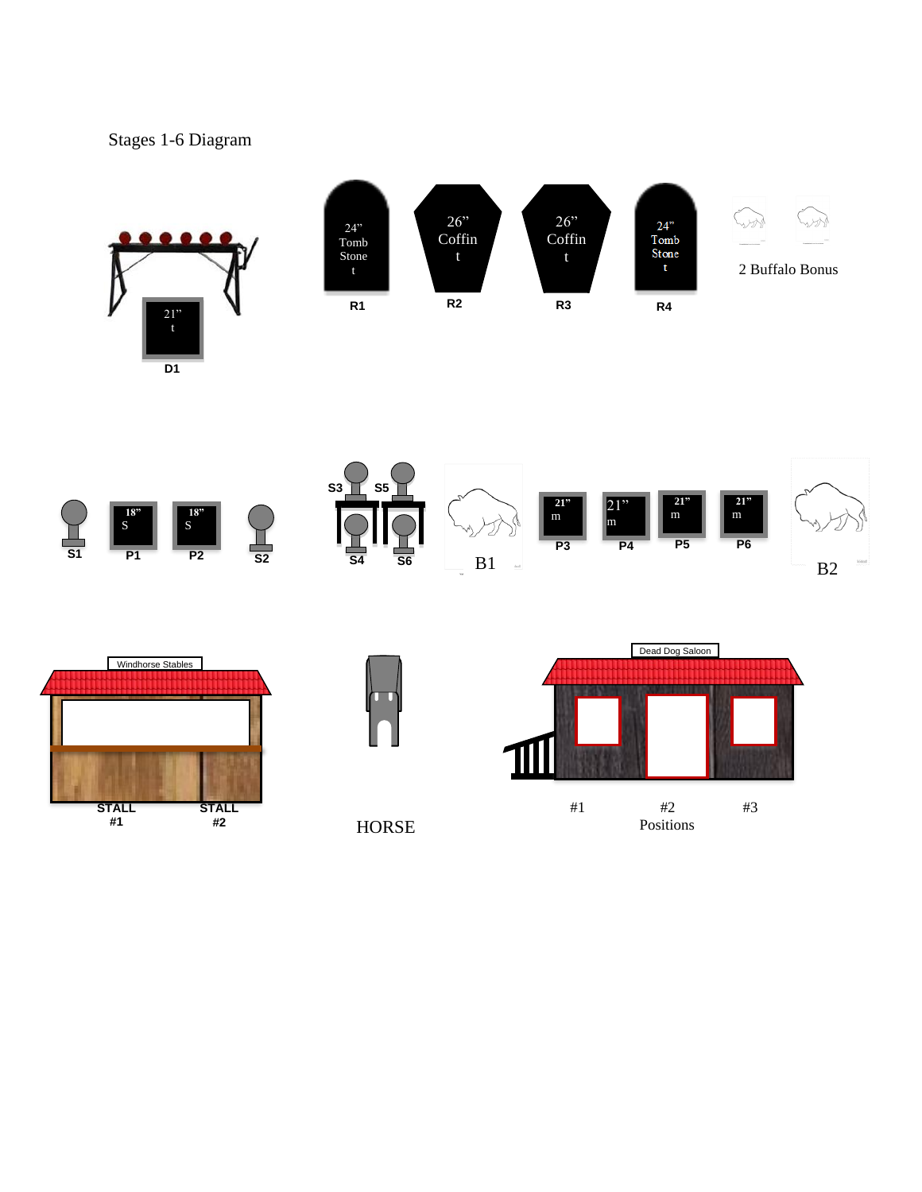Stages 1-6 Diagram

21” t

D1

24” Tomb Stone t

R1

26” Coffin t

R2

26” Coffin t

R3

24” Tomb Stone t

R4

2 Buffalo Bonus

S1

18” S

P1

18” S

P2

S2

S3

S5

S4

S6

B1

21” m

P3

21” m

P4

21” m

P5

21” m

P6

B2

Windhorse Stables

STALL #1

STALL #2

HORSE

Dead Dog Saloon

#1 #2 #3

Positions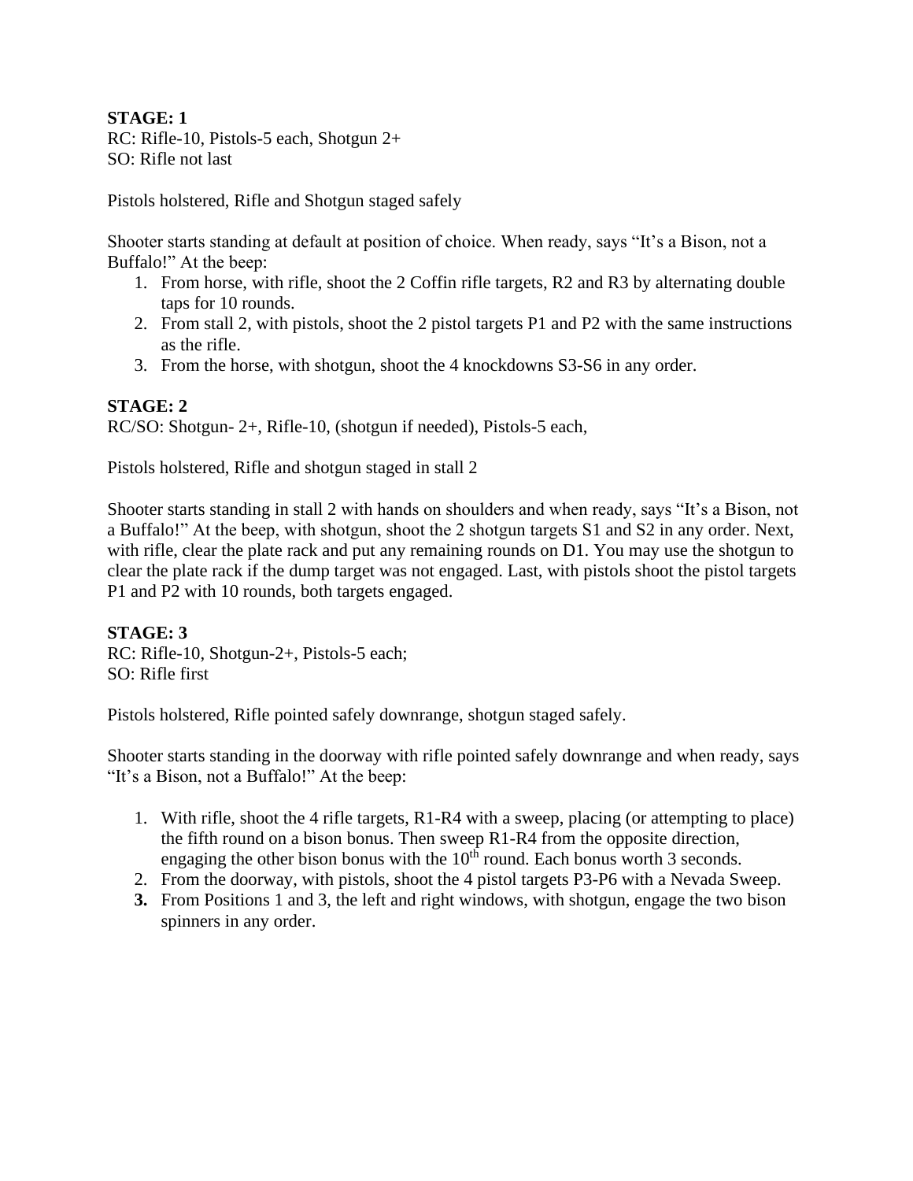**STAGE: 1**
RC: Rifle-10, Pistols-5 each, Shotgun 2+
SO: Rifle not last

Pistols holstered, Rifle and Shotgun staged safely

Shooter starts standing at default at position of choice. When ready, says "It's a Bison, not a Buffalo!" At the beep:

1. From horse, with rifle, shoot the 2 Coffin rifle targets, R2 and R3 by alternating double taps for 10 rounds.
2. From stall 2, with pistols, shoot the 2 pistol targets P1 and P2 with the same instructions as the rifle.
3. From the horse, with shotgun, shoot the 4 knockdowns S3-S6 in any order.

**STAGE: 2**
RC/SO: Shotgun- 2+, Rifle-10, (shotgun if needed), Pistols-5 each,

Pistols holstered, Rifle and shotgun staged in stall 2

Shooter starts standing in stall 2 with hands on shoulders and when ready, says "It's a Bison, not a Buffalo!" At the beep, with shotgun, shoot the 2 shotgun targets S1 and S2 in any order. Next, with rifle, clear the plate rack and put any remaining rounds on D1. You may use the shotgun to clear the plate rack if the dump target was not engaged. Last, with pistols shoot the pistol targets P1 and P2 with 10 rounds, both targets engaged.

**STAGE: 3**
RC: Rifle-10, Shotgun-2+, Pistols-5 each;
SO: Rifle first

Pistols holstered, Rifle pointed safely downrange, shotgun staged safely.

Shooter starts standing in the doorway with rifle pointed safely downrange and when ready, says "It's a Bison, not a Buffalo!" At the beep:

1. With rifle, shoot the 4 rifle targets, R1-R4 with a sweep, placing (or attempting to place) the fifth round on a bison bonus. Then sweep R1-R4 from the opposite direction, engaging the other bison bonus with the 10th round. Each bonus worth 3 seconds.
2. From the doorway, with pistols, shoot the 4 pistol targets P3-P6 with a Nevada Sweep.
3. **From Positions 1 and 3, the left and right windows, with shotgun, engage the two bison spinners in any order.**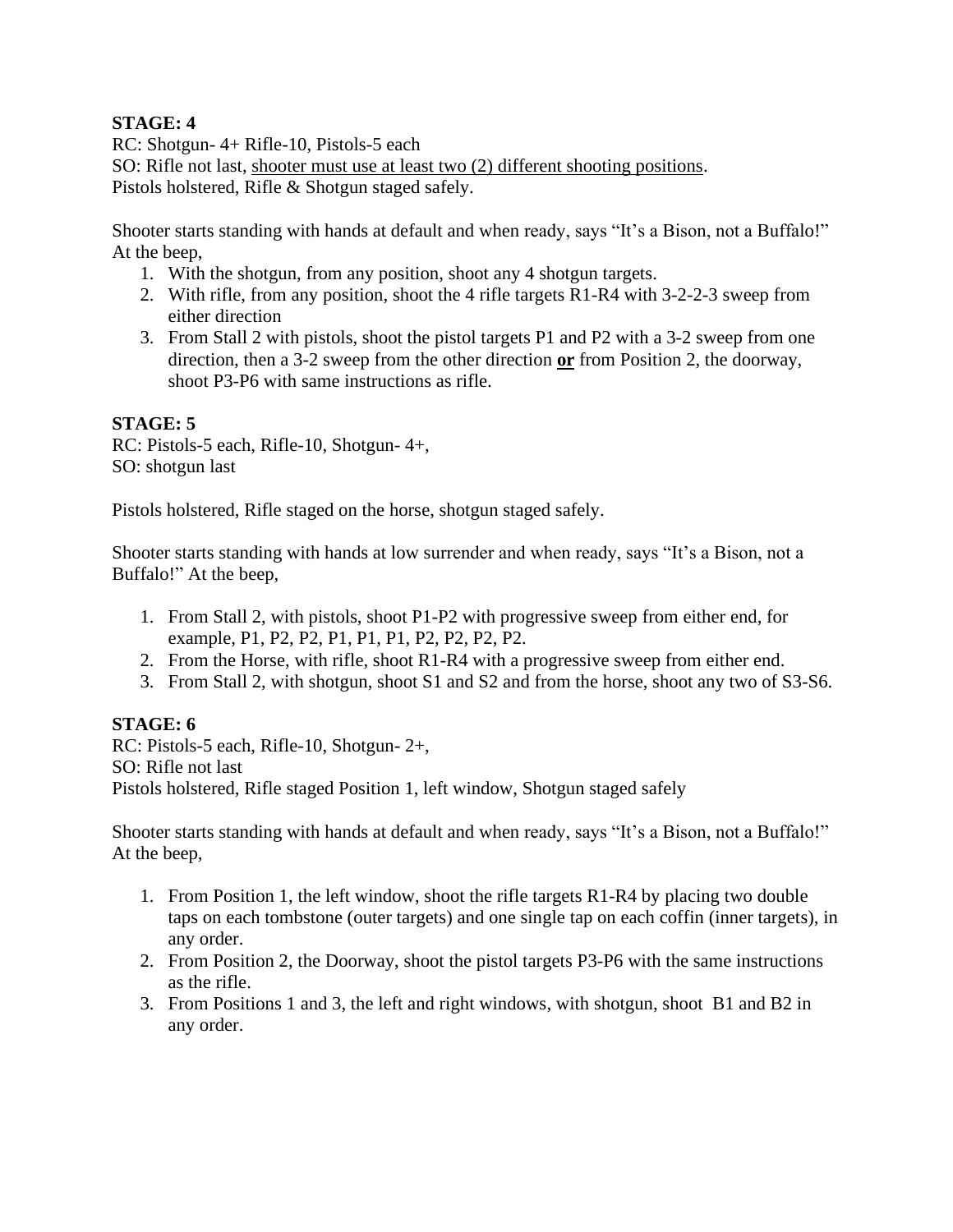**STAGE: 4**

RC: Shotgun- 4+ Rifle-10, Pistols-5 each
SO: Rifle not last, <u>shooter must use at least two (2) different shooting positions</u>.
Pistols holstered, Rifle & Shotgun staged safely.

Shooter starts standing with hands at default and when ready, says "It's a Bison, not a Buffalo!" At the beep,

1. With the shotgun, from any position, shoot any 4 shotgun targets.
2. With rifle, from any position, shoot the 4 rifle targets R1-R4 with 3-2-2-3 sweep from either direction
3. From Stall 2 with pistols, shoot the pistol targets P1 and P2 with a 3-2 sweep from one direction, then a 3-2 sweep from the other direction <u>**or**</u> from Position 2, the doorway, shoot P3-P6 with same instructions as rifle.

**STAGE: 5**

RC: Pistols-5 each, Rifle-10, Shotgun- 4+,
SO: shotgun last

Pistols holstered, Rifle staged on the horse, shotgun staged safely.

Shooter starts standing with hands at low surrender and when ready, says "It's a Bison, not a Buffalo!" At the beep,

1. From Stall 2, with pistols, shoot P1-P2 with progressive sweep from either end, for example, P1, P2, P2, P1, P1, P1, P2, P2, P2, P2.
2. From the Horse, with rifle, shoot R1-R4 with a progressive sweep from either end.
3. From Stall 2, with shotgun, shoot S1 and S2 and from the horse, shoot any two of S3-S6.

**STAGE: 6**

RC: Pistols-5 each, Rifle-10, Shotgun- 2+,
SO: Rifle not last
Pistols holstered, Rifle staged Position 1, left window, Shotgun staged safely

Shooter starts standing with hands at default and when ready, says "It's a Bison, not a Buffalo!" At the beep,

1. From Position 1, the left window, shoot the rifle targets R1-R4 by placing two double taps on each tombstone (outer targets) and one single tap on each coffin (inner targets), in any order.
2. From Position 2, the Doorway, shoot the pistol targets P3-P6 with the same instructions as the rifle.
3. From Positions 1 and 3, the left and right windows, with shotgun, shoot B1 and B2 in any order.